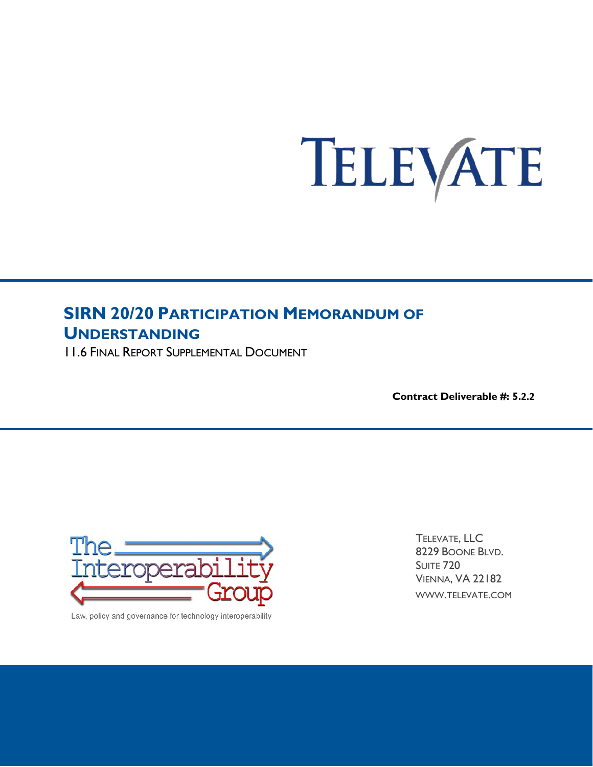TELEVATE

# SIRN 20/20 Participation Memorandum of Understanding

11.6 Final Report Supplemental Document

**Contract Deliverable #: 5.2.2**

The Interoperability Group

Law, policy and governance for technology interoperability

Televate, LLC
8229 Boone Blvd.
Suite 720
Vienna, VA 22182
www.televate.com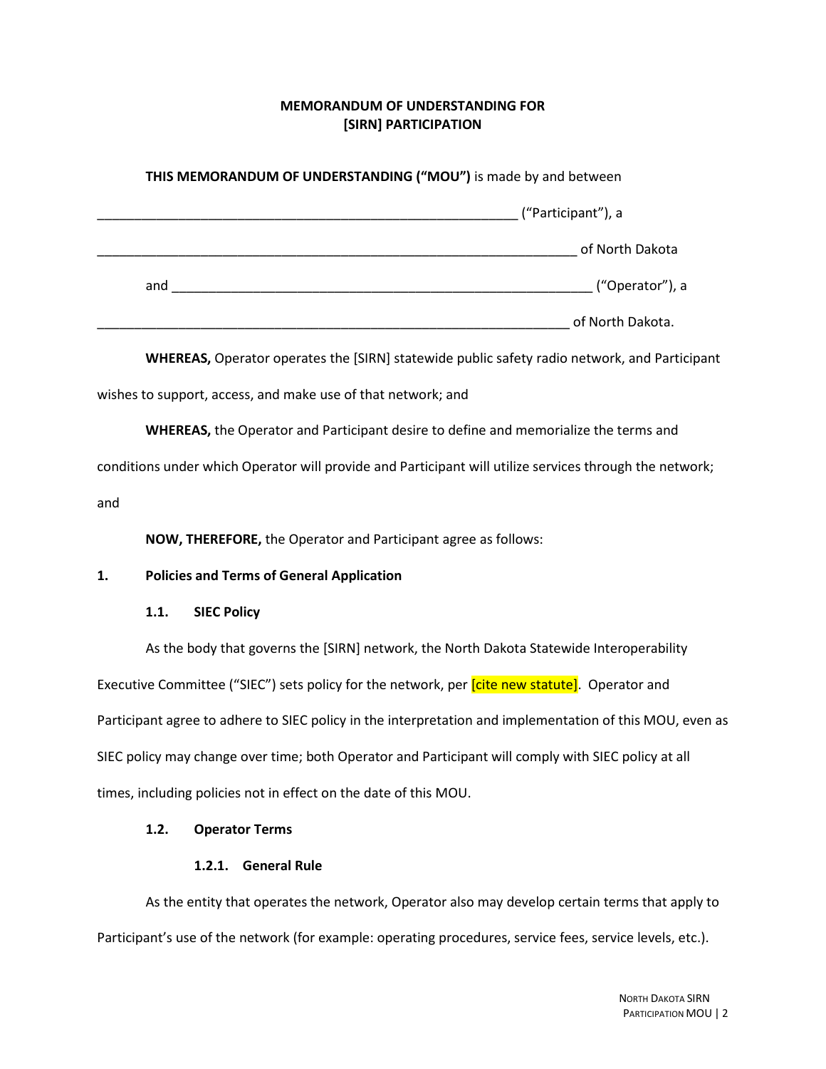**MEMORANDUM OF UNDERSTANDING FOR [SIRN] PARTICIPATION**

**THIS MEMORANDUM OF UNDERSTANDING ("MOU")** is made by and between

_________________________________________________________ ("Participant"), a

_______________________________________________________________ of North Dakota

and _________________________________________________________ ("Operator"), a

______________________________________________________________ of North Dakota.

**WHEREAS,** Operator operates the [SIRN] statewide public safety radio network, and Participant wishes to support, access, and make use of that network; and

**WHEREAS,** the Operator and Participant desire to define and memorialize the terms and conditions under which Operator will provide and Participant will utilize services through the network; and

**NOW, THEREFORE,** the Operator and Participant agree as follows:

## 1. Policies and Terms of General Application

### 1.1. SIEC Policy

As the body that governs the [SIRN] network, the North Dakota Statewide Interoperability Executive Committee ("SIEC") sets policy for the network, per [cite new statute]. Operator and Participant agree to adhere to SIEC policy in the interpretation and implementation of this MOU, even as SIEC policy may change over time; both Operator and Participant will comply with SIEC policy at all times, including policies not in effect on the date of this MOU.

### 1.2. Operator Terms

#### 1.2.1. General Rule

As the entity that operates the network, Operator also may develop certain terms that apply to Participant's use of the network (for example: operating procedures, service fees, service levels, etc.).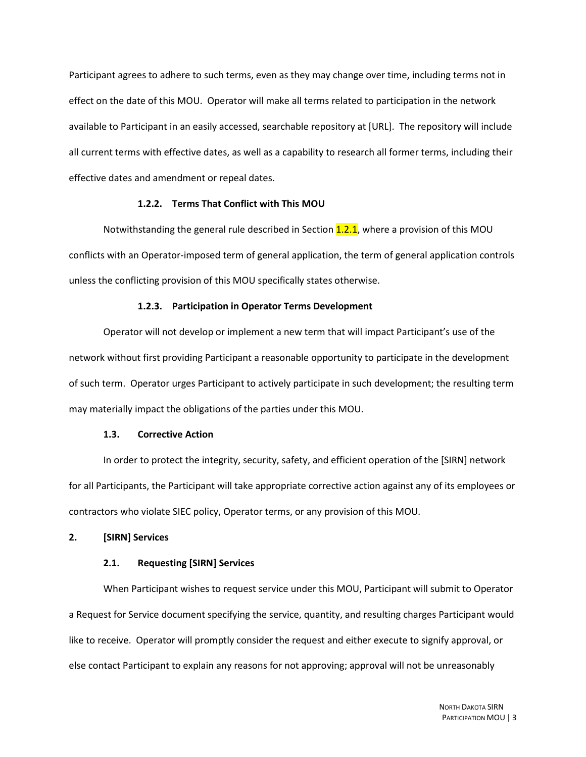Participant agrees to adhere to such terms, even as they may change over time, including terms not in effect on the date of this MOU. Operator will make all terms related to participation in the network available to Participant in an easily accessed, searchable repository at [URL]. The repository will include all current terms with effective dates, as well as a capability to research all former terms, including their effective dates and amendment or repeal dates.

#### 1.2.2. Terms That Conflict with This MOU

Notwithstanding the general rule described in Section 1.2.1, where a provision of this MOU conflicts with an Operator-imposed term of general application, the term of general application controls unless the conflicting provision of this MOU specifically states otherwise.

#### 1.2.3. Participation in Operator Terms Development

Operator will not develop or implement a new term that will impact Participant's use of the network without first providing Participant a reasonable opportunity to participate in the development of such term. Operator urges Participant to actively participate in such development; the resulting term may materially impact the obligations of the parties under this MOU.

### 1.3. Corrective Action

In order to protect the integrity, security, safety, and efficient operation of the [SIRN] network for all Participants, the Participant will take appropriate corrective action against any of its employees or contractors who violate SIEC policy, Operator terms, or any provision of this MOU.

## 2. [SIRN] Services

### 2.1. Requesting [SIRN] Services

When Participant wishes to request service under this MOU, Participant will submit to Operator a Request for Service document specifying the service, quantity, and resulting charges Participant would like to receive. Operator will promptly consider the request and either execute to signify approval, or else contact Participant to explain any reasons for not approving; approval will not be unreasonably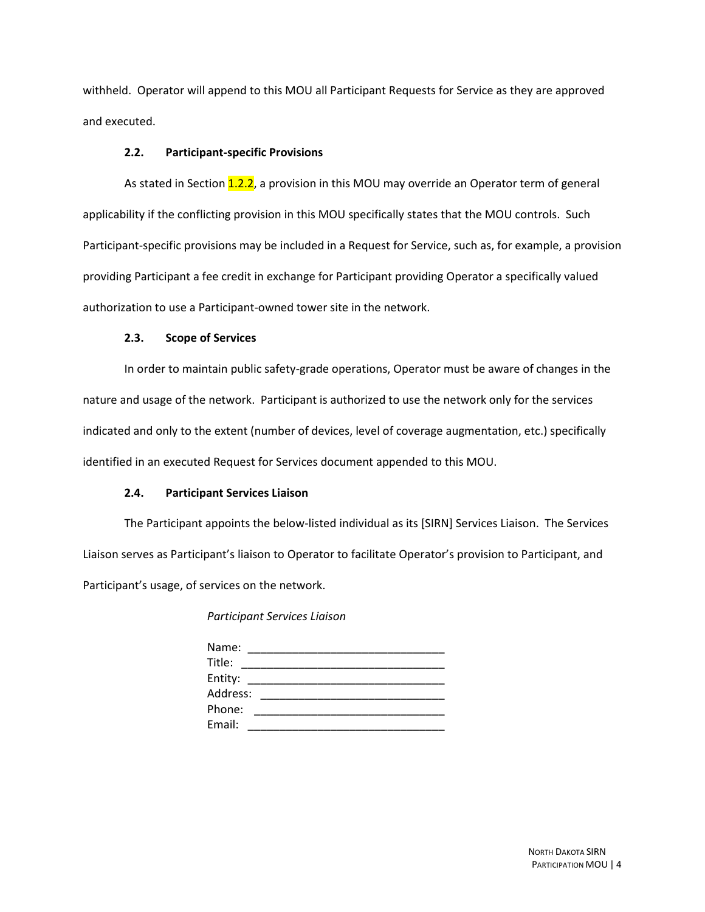withheld. Operator will append to this MOU all Participant Requests for Service as they are approved and executed.

### 2.2. Participant-specific Provisions

As stated in Section 1.2.2, a provision in this MOU may override an Operator term of general applicability if the conflicting provision in this MOU specifically states that the MOU controls. Such Participant-specific provisions may be included in a Request for Service, such as, for example, a provision providing Participant a fee credit in exchange for Participant providing Operator a specifically valued authorization to use a Participant-owned tower site in the network.

### 2.3. Scope of Services

In order to maintain public safety-grade operations, Operator must be aware of changes in the nature and usage of the network. Participant is authorized to use the network only for the services indicated and only to the extent (number of devices, level of coverage augmentation, etc.) specifically identified in an executed Request for Services document appended to this MOU.

### 2.4. Participant Services Liaison

The Participant appoints the below-listed individual as its [SIRN] Services Liaison. The Services Liaison serves as Participant's liaison to Operator to facilitate Operator's provision to Participant, and Participant's usage, of services on the network.

*Participant Services Liaison*

Name: ______________________________
Title: ______________________________
Entity: ______________________________
Address: ______________________________
Phone: ______________________________
Email: ______________________________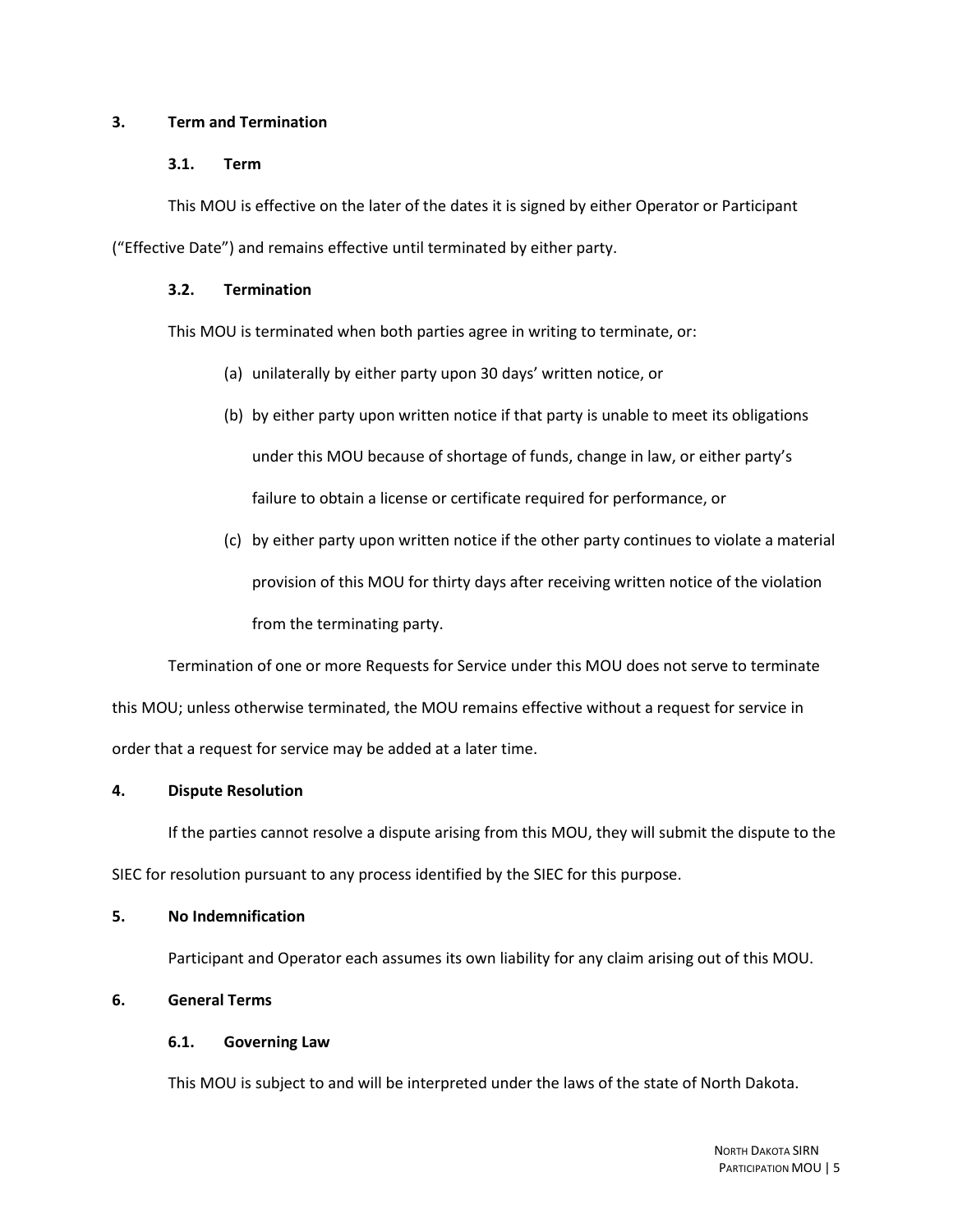## 3. Term and Termination

### 3.1. Term

This MOU is effective on the later of the dates it is signed by either Operator or Participant ("Effective Date") and remains effective until terminated by either party.

### 3.2. Termination

This MOU is terminated when both parties agree in writing to terminate, or:

(a) unilaterally by either party upon 30 days' written notice, or

(b) by either party upon written notice if that party is unable to meet its obligations under this MOU because of shortage of funds, change in law, or either party's failure to obtain a license or certificate required for performance, or

(c) by either party upon written notice if the other party continues to violate a material provision of this MOU for thirty days after receiving written notice of the violation from the terminating party.

Termination of one or more Requests for Service under this MOU does not serve to terminate this MOU; unless otherwise terminated, the MOU remains effective without a request for service in order that a request for service may be added at a later time.

## 4. Dispute Resolution

If the parties cannot resolve a dispute arising from this MOU, they will submit the dispute to the SIEC for resolution pursuant to any process identified by the SIEC for this purpose.

## 5. No Indemnification

Participant and Operator each assumes its own liability for any claim arising out of this MOU.

## 6. General Terms

### 6.1. Governing Law

This MOU is subject to and will be interpreted under the laws of the state of North Dakota.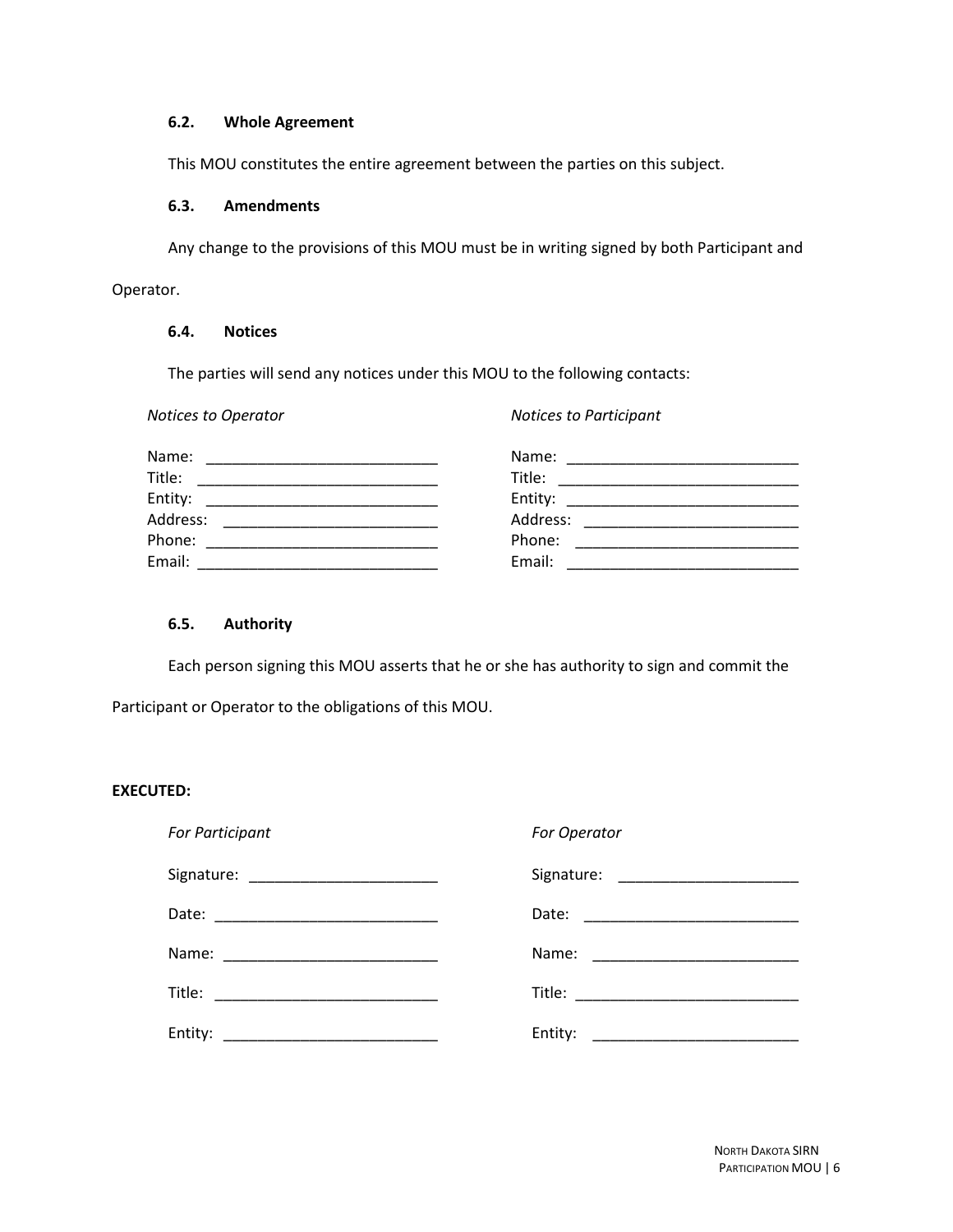### 6.2. Whole Agreement

This MOU constitutes the entire agreement between the parties on this subject.

### 6.3. Amendments

Any change to the provisions of this MOU must be in writing signed by both Participant and Operator.

### 6.4. Notices

The parties will send any notices under this MOU to the following contacts:

*Notices to Operator*

Name: ___________________________
Title: ____________________________
Entity: ___________________________
Address: _________________________
Phone: ___________________________
Email: ____________________________

*Notices to Participant*

Name: ___________________________
Title: ____________________________
Entity: ___________________________
Address: _________________________
Phone: ___________________________
Email: ____________________________

### 6.5. Authority

Each person signing this MOU asserts that he or she has authority to sign and commit the Participant or Operator to the obligations of this MOU.

**EXECUTED:**

*For Participant*

Signature: ______________________

Date: __________________________

Name: _________________________

Title: __________________________

Entity: _________________________

*For Operator*

Signature: _____________________

Date: _________________________

Name: ________________________

Title: _________________________

Entity: ________________________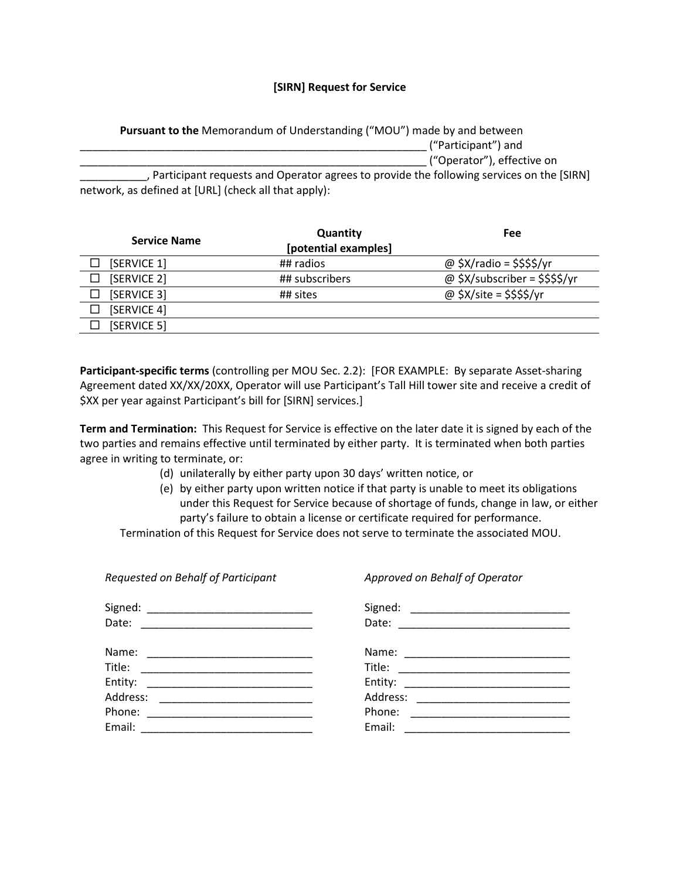**[SIRN] Request for Service**

**Pursuant to the** Memorandum of Understanding ("MOU") made by and between ___________________________________________________________ ("Participant") and ___________________________________________________________ ("Operator"), effective on ___________, Participant requests and Operator agrees to provide the following services on the [SIRN] network, as defined at [URL] (check all that apply):

| Service Name | Quantity [potential examples] | Fee |
|---|---|---|
| ☐ [SERVICE 1] | ## radios | @ $X/radio = $$$$/yr |
| ☐ [SERVICE 2] | ## subscribers | @ $X/subscriber = $$$$/yr |
| ☐ [SERVICE 3] | ## sites | @ $X/site = $$$$/yr |
| ☐ [SERVICE 4] | | |
| ☐ [SERVICE 5] | | |

**Participant-specific terms** (controlling per MOU Sec. 2.2): [FOR EXAMPLE: By separate Asset-sharing Agreement dated XX/XX/20XX, Operator will use Participant's Tall Hill tower site and receive a credit of $XX per year against Participant's bill for [SIRN] services.]

**Term and Termination:** This Request for Service is effective on the later date it is signed by each of the two parties and remains effective until terminated by either party. It is terminated when both parties agree in writing to terminate, or:

(d) unilaterally by either party upon 30 days' written notice, or

(e) by either party upon written notice if that party is unable to meet its obligations under this Request for Service because of shortage of funds, change in law, or either party's failure to obtain a license or certificate required for performance.

Termination of this Request for Service does not serve to terminate the associated MOU.

*Requested on Behalf of Participant*

Signed: ___________________________
Date: ____________________________

Name: ____________________________
Title: ____________________________
Entity: ___________________________
Address: __________________________
Phone: ___________________________
Email: ____________________________

*Approved on Behalf of Operator*

Signed: ___________________________
Date: ____________________________

Name: ____________________________
Title: ____________________________
Entity: ___________________________
Address: __________________________
Phone: ___________________________
Email: ____________________________